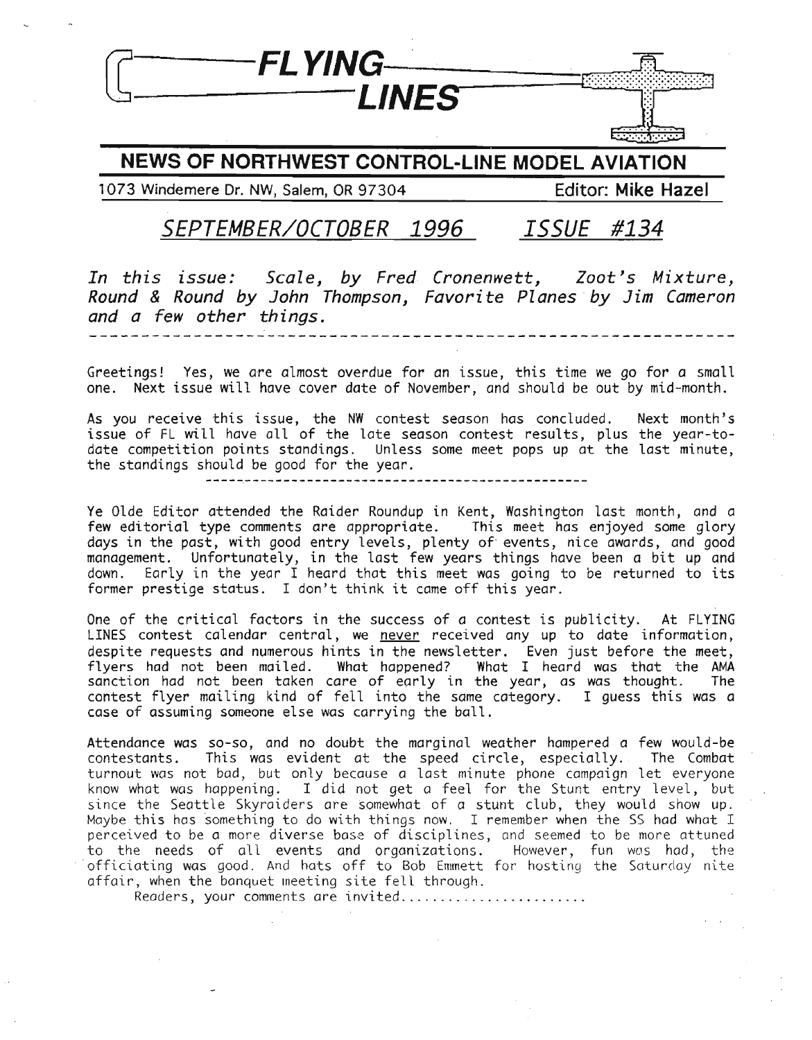# FLYING LINES

## NEWS OF NORTHWEST CONTROL-LINE MODEL AVIATION

1073 Windemere Dr. NW, Salem, OR 97304 — Editor: **Mike Hazel**

## *SEPTEMBER/OCTOBER 1996* *ISSUE #134*

*In this issue: Scale, by Fred Cronenwett, Zoot's Mixture, Round & Round by John Thompson, Favorite Planes by Jim Cameron and a few other things.*

---

Greetings! Yes, we are almost overdue for an issue, this time we go for a small one. Next issue will have cover date of November, and should be out by mid-month.

As you receive this issue, the NW contest season has concluded. Next month's issue of FL will have all of the late season contest results, plus the year-to-date competition points standings. Unless some meet pops up at the last minute, the standings should be good for the year.

---

Ye Olde Editor attended the Raider Roundup in Kent, Washington last month, and a few editorial type comments are appropriate. This meet has enjoyed some glory days in the past, with good entry levels, plenty of events, nice awards, and good management. Unfortunately, in the last few years things have been a bit up and down. Early in the year I heard that this meet was going to be returned to its former prestige status. I don't think it came off this year.

One of the critical factors in the success of a contest is publicity. At FLYING LINES contest calendar central, we never received any up to date information, despite requests and numerous hints in the newsletter. Even just before the meet, flyers had not been mailed. What happened? What I heard was that the AMA sanction had not been taken care of early in the year, as was thought. The contest flyer mailing kind of fell into the same category. I guess this was a case of assuming someone else was carrying the ball.

Attendance was so-so, and no doubt the marginal weather hampered a few would-be contestants. This was evident at the speed circle, especially. The Combat turnout was not bad, but only because a last minute phone campaign let everyone know what was happening. I did not get a feel for the Stunt entry level, but since the Seattle Skyraiders are somewhat of a stunt club, they would show up. Maybe this has something to do with things now. I remember when the SS had what I perceived to be a more diverse base of disciplines, and seemed to be more attuned to the needs of all events and organizations. However, fun was had, the officiating was good. And hats off to Bob Emmett for hosting the Saturday nite affair, when the banquet meeting site fell through.

Readers, your comments are invited........................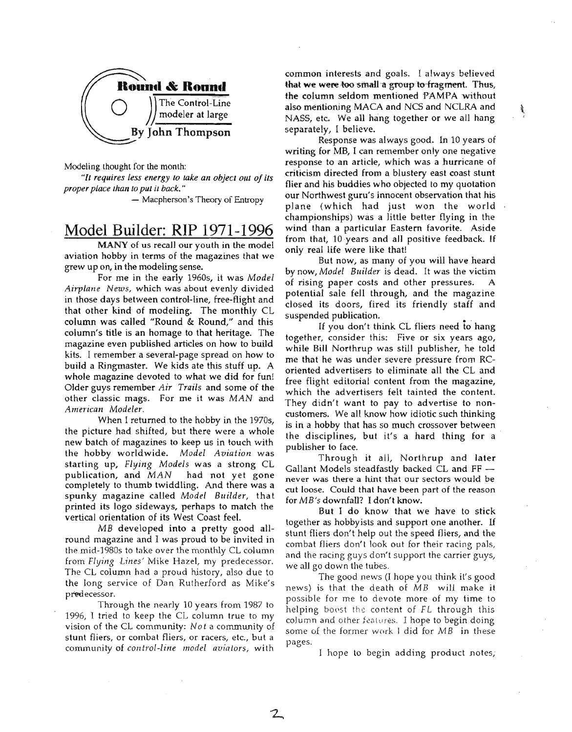## Round & Round

The Control-Line modeler at large

**By John Thompson**

Modeling thought for the month:

*"It requires less energy to take an object out of its proper place than to put it back."*

— Macpherson's Theory of Entropy

# Model Builder: RIP 1971-1996

MANY of us recall our youth in the model aviation hobby in terms of the magazines that we grew up on, in the modeling sense.

For me in the early 1960s, it was *Model Airplane News,* which was about evenly divided in those days between control-line, free-flight and that other kind of modeling. The monthly CL column was called "Round & Round," and this column's title is an homage to that heritage. The magazine even published articles on how to build kits. I remember a several-page spread on how to build a Ringmaster. We kids ate this stuff up. A whole magazine devoted to what we did for fun! Older guys remember *Air Trails* and some of the other classic mags. For me it was *MAN* and *American Modeler.*

When I returned to the hobby in the 1970s, the picture had shifted, but there were a whole new batch of magazines to keep us in touch with the hobby worldwide. *Model Aviation* was starting up, *Flying Models* was a strong CL publication, and *MAN* had not yet gone completely to thumb twiddling. And there was a spunky magazine called *Model Builder,* that printed its logo sideways, perhaps to match the vertical orientation of its West Coast feel.

*MB* developed into a pretty good all-round magazine and I was proud to be invited in the mid-1980s to take over the monthly CL column from *Flying Lines'* Mike Hazel, my predecessor. The CL column had a proud history, also due to the long service of Dan Rutherford as Mike's predecessor.

Through the nearly 10 years from 1987 to 1996, I tried to keep the CL column true to my vision of the CL community: *Not* a community of stunt fliers, or combat fliers, or racers, etc., but a community of *control-line model aviators,* with common interests and goals. I always believed that we were too small a group to fragment. Thus, the column seldom mentioned PAMPA without also mentioning MACA and NCS and NCLRA and NASS, etc. We all hang together or we all hang separately, I believe.

Response was always good. In 10 years of writing for MB, I can remember only one negative response to an article, which was a hurricane of criticism directed from a blustery east coast stunt flier and his buddies who objected to my quotation our Northwest guru's innocent observation that his plane (which had just won the world championships) was a little better flying in the wind than a particular Eastern favorite. Aside from that, 10 years and all positive feedback. If only real life were like that!

But now, as many of you will have heard by now, *Model Builder* is dead. It was the victim of rising paper costs and other pressures. A potential sale fell through, and the magazine closed its doors, fired its friendly staff and suspended publication.

If you don't think CL fliers need to hang together, consider this: Five or six years ago, while Bill Northrup was still publisher, he told me that he was under severe pressure from RC-oriented advertisers to eliminate all the CL and free flight editorial content from the magazine, which the advertisers felt tainted the content. They didn't want to pay to advertise to non-customers. We all know how idiotic such thinking is in a hobby that has so much crossover between the disciplines, but it's a hard thing for a publisher to face.

Through it all, Northrup and later Gallant Models steadfastly backed CL and FF — never was there a hint that our sectors would be cut loose. Could that have been part of the reason for *MB's* downfall? I don't know.

But I do know that we have to stick together as hobbyists and support one another. If stunt fliers don't help out the speed fliers, and the combat fliers don't look out for their racing pals, and the racing guys don't support the carrier guys, we all go down the tubes.

The good news (I hope you think it's good news) is that the death of *MB* will make it possible for me to devote more of my time to helping boost the content of *FL* through this column and other features. I hope to begin doing some of the former work I did for *MB* in these pages.

I hope to begin adding product notes,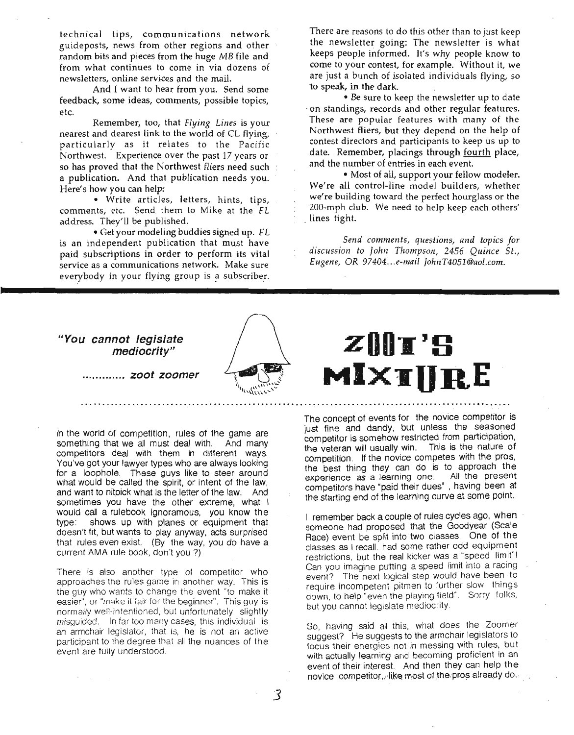technical tips, communications network guideposts, news from other regions and other random bits and pieces from the huge *MB* file and from what continues to come in via dozens of newsletters, online services and the mail.

And I want to hear from you. Send some feedback, some ideas, comments, possible topics, etc.

Remember, too, that *Flying Lines* is your nearest and dearest link to the world of CL flying, particularly as it relates to the Pacific Northwest. Experience over the past 17 years or so has proved that the Northwest fliers need such a publication. And that publication needs you. Here's how you can help:

- Write articles, letters, hints, tips, comments, etc. Send them to Mike at the *FL* address. They'll be published.
- Get your modeling buddies signed up. *FL* is an independent publication that must have paid subscriptions in order to perform its vital service as a communications network. Make sure everybody in your flying group is a subscriber.

There are reasons to do this other than to just keep the newsletter going: The newsletter is what keeps people informed. It's why people know to come to your contest, for example. Without it, we are just a bunch of isolated individuals flying, so to speak, in the dark.

- Be sure to keep the newsletter up to date on standings, records and other regular features. These are popular features with many of the Northwest fliers, but they depend on the help of contest directors and participants to keep us up to date. Remember, placings through fourth place, and the number of entries in each event.
- Most of all, support your fellow modeler. We're all control-line model builders, whether we're building toward the perfect hourglass or the 200-mph club. We need to help keep each others' lines tight.

*Send comments, questions, and topics for discussion to John Thompson, 2456 Quince St., Eugene, OR 97404...e-mail JohnT4051@aol.com.*

---

# ZOOT'S MIXTURE

***"You cannot legislate mediocrity"***

***............ zoot zoomer***

In the world of competition, rules of the game are something that we all must deal with. And many competitors deal with them in different ways. You've got your lawyer types who are always looking for a loophole. These guys like to steer around what would be called the spirit, or intent of the law, and want to nitpick what is the letter of the law. And sometimes you have the other extreme, what I would call a rulebook ignoramous, you know the type: shows up with planes or equipment that doesn't fit, but wants to play anyway, acts surprised that rules even exist. (By the way, you *do* have a current AMA rule book, don't you ?)

There is also another type of competitor who approaches the rules game in another way. This is the guy who wants to change the event "to make it easier", or "make it fair for the beginner". This guy is normally well-intentioned, but unfortunately slightly misguided. In far too many cases, this individual is an armchair legislator, that is, he is not an active participant to the degree that all the nuances of the event are fully understood.

The concept of events for the novice competitor is just fine and dandy, but unless the seasoned competitor is somehow restricted from participation, the veteran will usually win. This is the nature of competition. If the novice competes with the pros, the best thing they can do is to approach the experience as a learning one. All the present competitors have "paid their dues", having been at the starting end of the learning curve at some point.

I remember back a couple of rules cycles ago, when someone had proposed that the Goodyear (Scale Race) event be split into two classes. One of the classes as I recall, had some rather odd equipment restrictions, but the real kicker was a "speed limit"! Can you imagine putting a speed limit into a racing event? The next logical step would have been to require incompetent pitmen to further slow things down, to help "even the playing field". Sorry folks, but you cannot legislate mediocrity.

So, having said all this, what does the Zoomer suggest? He suggests to the armchair legislators to focus their energies not in messing with rules, but with actually learning and becoming proficient in an event of their interest. And then they can help the novice competitor, like most of the pros already do.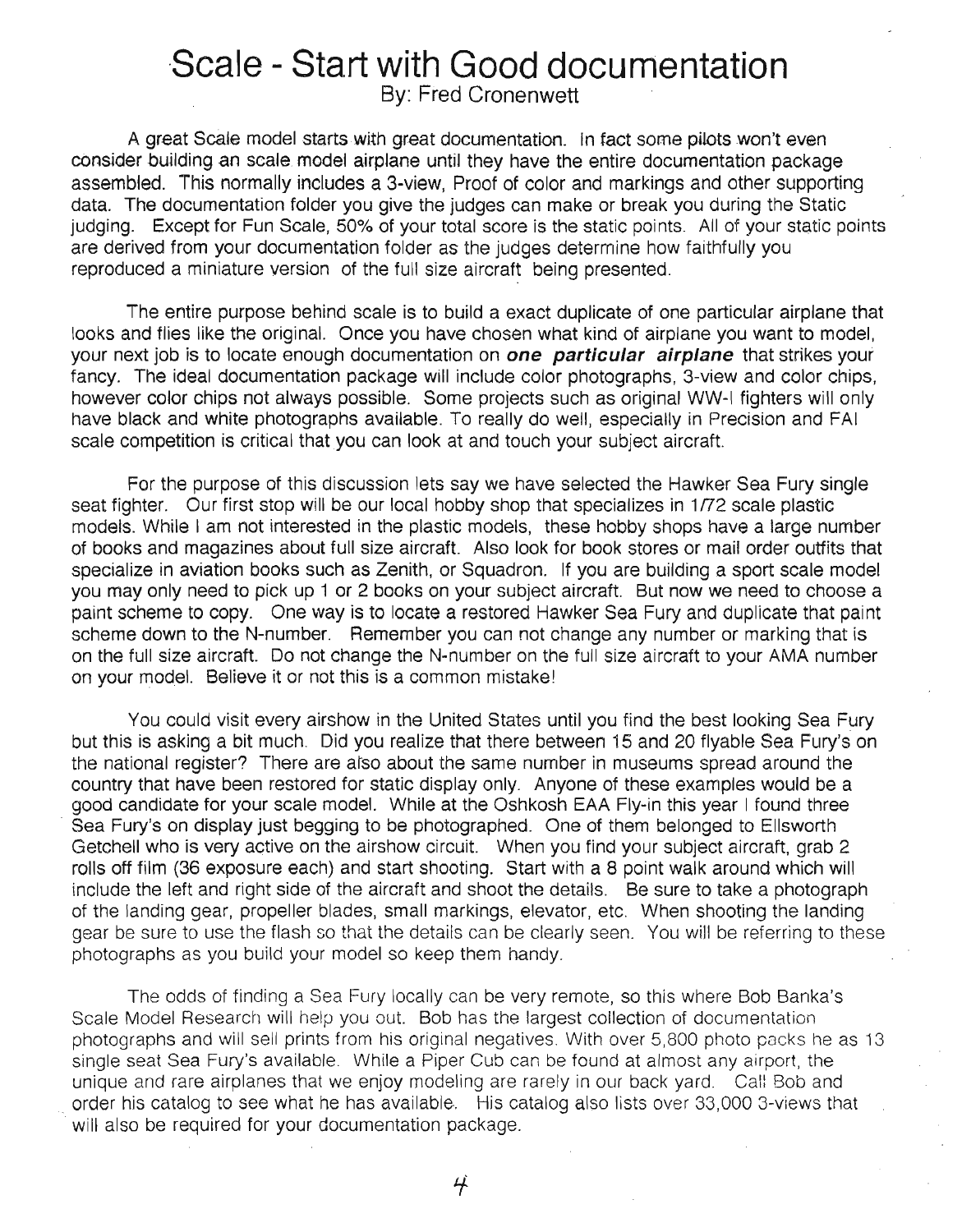# Scale - Start with Good documentation

By: Fred Cronenwett

A great Scale model starts with great documentation. In fact some pilots won't even consider building an scale model airplane until they have the entire documentation package assembled. This normally includes a 3-view, Proof of color and markings and other supporting data. The documentation folder you give the judges can make or break you during the Static judging. Except for Fun Scale, 50% of your total score is the static points. All of your static points are derived from your documentation folder as the judges determine how faithfully you reproduced a miniature version of the full size aircraft being presented.

The entire purpose behind scale is to build a exact duplicate of one particular airplane that looks and flies like the original. Once you have chosen what kind of airplane you want to model, your next job is to locate enough documentation on ***one particular airplane*** that strikes your fancy. The ideal documentation package will include color photographs, 3-view and color chips, however color chips not always possible. Some projects such as original WW-I fighters will only have black and white photographs available. To really do well, especially in Precision and FAI scale competition is critical that you can look at and touch your subject aircraft.

For the purpose of this discussion lets say we have selected the Hawker Sea Fury single seat fighter. Our first stop will be our local hobby shop that specializes in 1/72 scale plastic models. While I am not interested in the plastic models, these hobby shops have a large number of books and magazines about full size aircraft. Also look for book stores or mail order outfits that specialize in aviation books such as Zenith, or Squadron. If you are building a sport scale model you may only need to pick up 1 or 2 books on your subject aircraft. But now we need to choose a paint scheme to copy. One way is to locate a restored Hawker Sea Fury and duplicate that paint scheme down to the N-number. Remember you can not change any number or marking that is on the full size aircraft. Do not change the N-number on the full size aircraft to your AMA number on your model. Believe it or not this is a common mistake!

You could visit every airshow in the United States until you find the best looking Sea Fury but this is asking a bit much. Did you realize that there between 15 and 20 flyable Sea Fury's on the national register? There are also about the same number in museums spread around the country that have been restored for static display only. Anyone of these examples would be a good candidate for your scale model. While at the Oshkosh EAA Fly-in this year I found three Sea Fury's on display just begging to be photographed. One of them belonged to Ellsworth Getchell who is very active on the airshow circuit. When you find your subject aircraft, grab 2 rolls off film (36 exposure each) and start shooting. Start with a 8 point walk around which will include the left and right side of the aircraft and shoot the details. Be sure to take a photograph of the landing gear, propeller blades, small markings, elevator, etc. When shooting the landing gear be sure to use the flash so that the details can be clearly seen. You will be referring to these photographs as you build your model so keep them handy.

The odds of finding a Sea Fury locally can be very remote, so this where Bob Banka's Scale Model Research will help you out. Bob has the largest collection of documentation photographs and will sell prints from his original negatives. With over 5,800 photo packs he as 13 single seat Sea Fury's available. While a Piper Cub can be found at almost any airport, the unique and rare airplanes that we enjoy modeling are rarely in our back yard. Call Bob and order his catalog to see what he has available. His catalog also lists over 33,000 3-views that will also be required for your documentation package.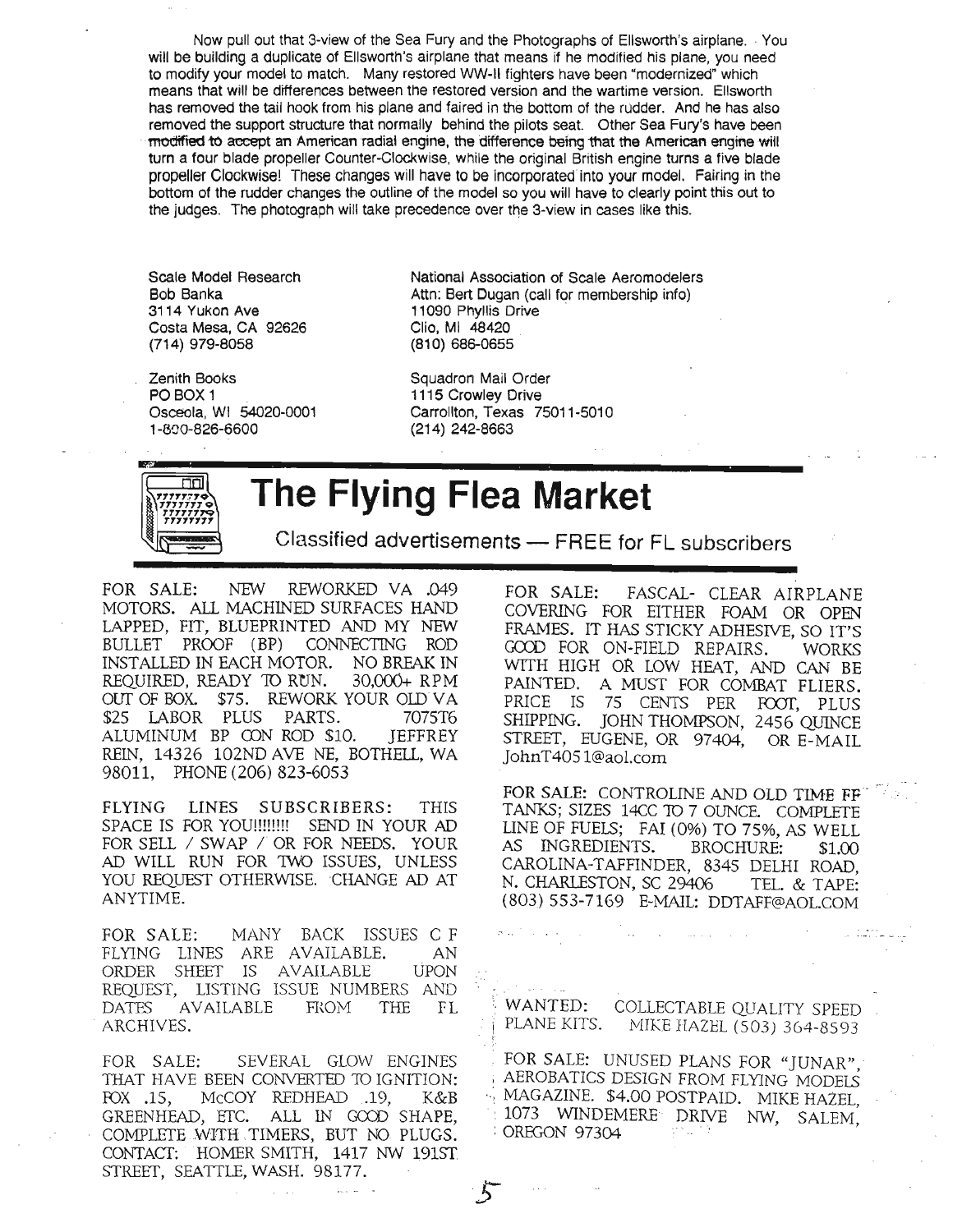Now pull out that 3-view of the Sea Fury and the Photographs of Ellsworth's airplane. You will be building a duplicate of Ellsworth's airplane that means if he modified his plane, you need to modify your model to match. Many restored WW-II fighters have been "modernized" which means that will be differences between the restored version and the wartime version. Ellsworth has removed the tail hook from his plane and faired in the bottom of the rudder. And he has also removed the support structure that normally behind the pilots seat. Other Sea Fury's have been modified to accept an American radial engine, the difference being that the American engine will turn a four blade propeller Counter-Clockwise, while the original British engine turns a five blade propeller Clockwise! These changes will have to be incorporated into your model. Fairing in the bottom of the rudder changes the outline of the model so you will have to clearly point this out to the judges. The photograph will take precedence over the 3-view in cases like this.

Scale Model Research
Bob Banka
3114 Yukon Ave
Costa Mesa, CA 92626
(714) 979-8058

National Association of Scale Aeromodelers
Attn: Bert Dugan (call for membership info)
11090 Phyllis Drive
Clio, MI 48420
(810) 686-0655

Zenith Books
PO BOX 1
Osceola, WI 54020-0001
1-800-826-6600

Squadron Mail Order
1115 Crowley Drive
Carrollton, Texas 75011-5010
(214) 242-8663

# The Flying Flea Market

Classified advertisements — FREE for FL subscribers

FOR SALE: NEW REWORKED VA .049 MOTORS. ALL MACHINED SURFACES HAND LAPPED, FIT, BLUEPRINTED AND MY NEW BULLET PROOF (BP) CONNECTING ROD INSTALLED IN EACH MOTOR. NO BREAK IN REQUIRED, READY TO RUN. 30,000+ RPM OUT OF BOX. $75. REWORK YOUR OLD VA $25 LABOR PLUS PARTS. 7075T6 ALUMINUM BP CON ROD $10. JEFFREY REIN, 14326 102ND AVE NE, BOTHELL, WA 98011, PHONE (206) 823-6053

FLYING LINES SUBSCRIBERS: THIS SPACE IS FOR YOU!!!!!!!! SEND IN YOUR AD FOR SELL / SWAP / OR FOR NEEDS. YOUR AD WILL RUN FOR TWO ISSUES, UNLESS YOU REQUEST OTHERWISE. CHANGE AD AT ANYTIME.

FOR SALE: MANY BACK ISSUES OF FLYING LINES ARE AVAILABLE. AN ORDER SHEET IS AVAILABLE UPON REQUEST, LISTING ISSUE NUMBERS AND DATES AVAILABLE FROM THE FL ARCHIVES.

FOR SALE: SEVERAL GLOW ENGINES THAT HAVE BEEN CONVERTED TO IGNITION: FOX .15, McCOY REDHEAD .19, K&B GREENHEAD, ETC. ALL IN GOOD SHAPE, COMPLETE WITH TIMERS, BUT NO PLUGS. CONTACT: HOMER SMITH, 1417 NW 191ST STREET, SEATTLE, WASH. 98177.

FOR SALE: FASCAL- CLEAR AIRPLANE COVERING FOR EITHER FOAM OR OPEN FRAMES. IT HAS STICKY ADHESIVE, SO IT'S GOOD FOR ON-FIELD REPAIRS. WORKS WITH HIGH OR LOW HEAT, AND CAN BE PAINTED. A MUST FOR COMBAT FLIERS. PRICE IS 75 CENTS PER FOOT, PLUS SHIPPING. JOHN THOMPSON, 2456 QUINCE STREET, EUGENE, OR 97404, OR E-MAIL JohnT4051@aol.com

FOR SALE: CONTROLINE AND OLD TIME FF TANKS; SIZES 14CC TO 7 OUNCE. COMPLETE LINE OF FUELS; FAI (0%) TO 75%, AS WELL AS INGREDIENTS. BROCHURE: $1.00 CAROLINA-TAFFINDER, 8345 DELHI ROAD, N. CHARLESTON, SC 29406 TEL. & TAPE: (803) 553-7169 E-MAIL: DDTAFF@AOL.COM

WANTED: COLLECTABLE QUALITY SPEED PLANE KITS. MIKE HAZEL (503) 364-8593

FOR SALE: UNUSED PLANS FOR "JUNAR", AEROBATICS DESIGN FROM FLYING MODELS MAGAZINE. $4.00 POSTPAID. MIKE HAZEL, 1073 WINDEMERE DRIVE NW, SALEM, OREGON 97304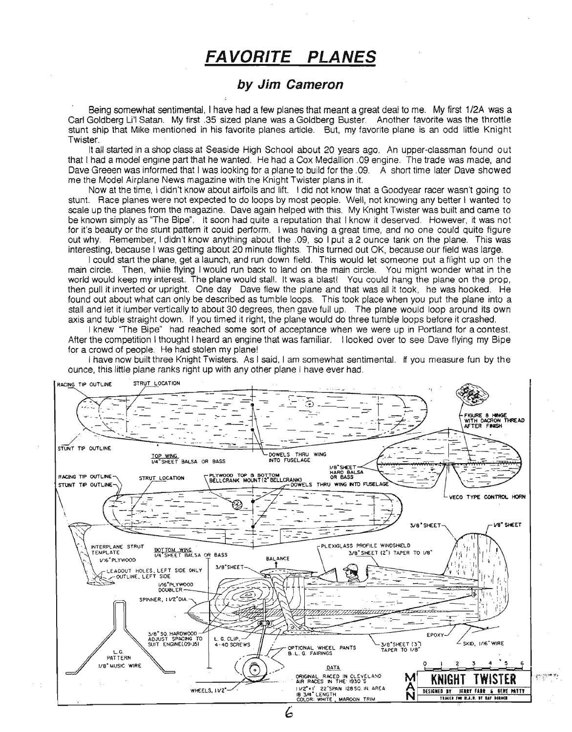# FAVORITE PLANES

### by Jim Cameron

Being somewhat sentimental, I have had a few planes that meant a great deal to me. My first 1/2A was a Carl Goldberg Li'l Satan. My first .35 sized plane was a Goldberg Buster. Another favorite was the throttle stunt ship that Mike mentioned in his favorite planes article. But, my favorite plane is an odd little Knight Twister.

It all started in a shop class at Seaside High School about 20 years ago. An upper-classman found out that I had a model engine part that he wanted. He had a Cox Medallion .09 engine. The trade was made, and Dave Greeen was informed that I was looking for a plane to build for the .09. A short time later Dave showed me the Model Airplane News magazine with the Knight Twister plans in it.

Now at the time, I didn't know about airfoils and lift. I did not know that a Goodyear racer wasn't going to stunt. Race planes were not expected to do loops by most people. Well, not knowing any better I wanted to scale up the planes from the magazine. Dave again helped with this. My Knight Twister was built and came to be known simply as "The Bipe". It soon had quite a reputation that I know it deserved. However, it was not for it's beauty or the stunt pattern it could perform. I was having a great time, and no one could quite figure out why. Remember, I didn't know anything about the .09, so I put a 2 ounce tank on the plane. This was interesting, because I was getting about 20 minute flights. This turned out OK, because our field was large.

I could start the plane, get a launch, and run down field. This would let someone put a flight up on the main circle. Then, while flying I would run back to land on the main circle. You might wonder what in the world would keep my interest. The plane would stall. It was a blast! You could hang the plane on the prop, then pull it inverted or upright. One day Dave flew the plane and that was all it took, he was hooked. He found out about what can only be described as tumble loops. This took place when you put the plane into a stall and let it lumber vertically to about 30 degrees, then gave full up. The plane would loop around its own axis and tuble straight down. If you timed it right, the plane would do three tumble loops before it crashed.

I knew "The Bipe" had reached some sort of acceptance when we were up in Portland for a contest. After the competition I thought I heard an engine that was familiar. I looked over to see Dave flying my Bipe for a crowd of people. He had stolen my plane!

I have now built three Knight Twisters. As I said, I am somewhat sentimental. If you measure fun by the ounce, this little plane ranks right up with any other plane I have ever had.

RACING TIP OUTLINE — STRUT LOCATION — STUNT TIP OUTLINE — TOP WING 1/4" SHEET BALSA OR BASS — DOWELS THRU WING INTO FUSELAGE — FIGURE 8 HINGE WITH DACRON THREAD AFTER FINISH — 1/8" SHEET HARD BALSA OR BASS — PLYWOOD TOP & BOTTOM BELLCRANK MOUNT (2" BELLCRANK) — DOWELS THRU WING INTO FUSELAGE — VECO TYPE CONTROL HORN — 3/8" SHEET — 1/8" SHEET — INTERPLANE STRUT TEMPLATE 1/16" PLYWOOD — BOTTOM WING 1/4" SHEET BALSA OR BASS — BALANCE — PLEXIGLASS PROFILE WINDSHIELD — 3/8" SHEET (2") TAPER TO 1/8" — LEADOUT HOLES, LEFT SIDE ONLY — OUTLINE, LEFT SIDE — 1/16" PLYWOOD DOUBLER — SPINNER, 1 1/2" DIA. — 3/8" SQ. HARDWOOD ADJUST SPACING TO SUIT ENGINE (.09-.15) — L. G. CLIP, 4-40 SCREWS — OPTIONAL WHEEL PANTS & L. G. FAIRINGS — 3/8" SHEET (3") TAPER TO 1/8" — EPOXY — SKID, 1/16" WIRE — L.G. PATTERN 1/8" MUSIC WIRE — WHEELS, 1 1/2"

DATA
ORIGINAL RACED IN CLEVELAND AIR RACES IN THE 1930'S
1 1/2" = 1' 22" SPAN 128 SQ. IN. AREA
18 3/4" LENGTH
COLOR: WHITE, MAROON TRIM

MAN — KNIGHT TWISTER — DESIGNED BY JERRY FARR & GENE PATTY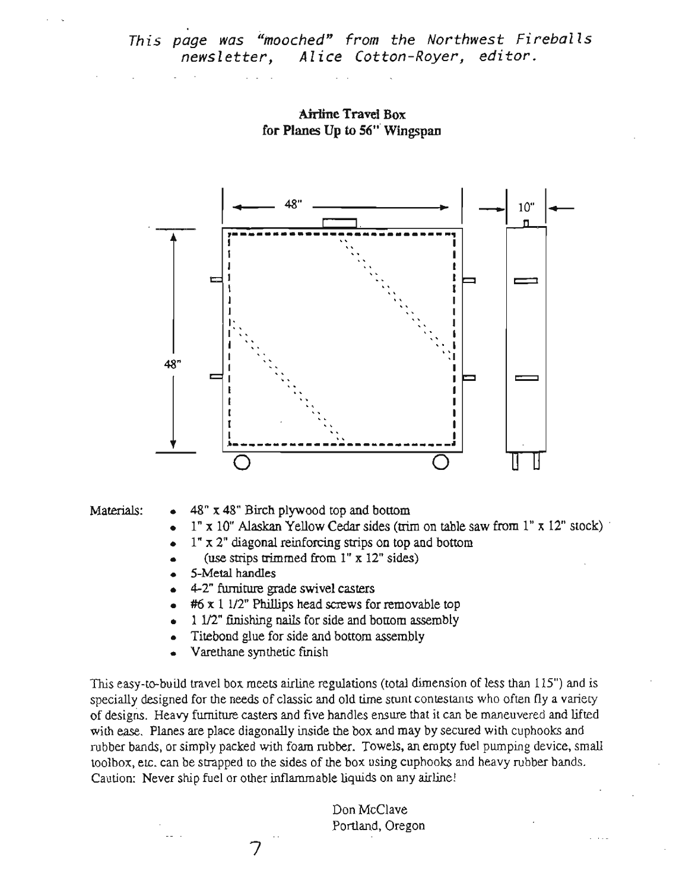*This page was "mooched" from the Northwest Fireballs newsletter, Alice Cotton-Royer, editor.*

**Airline Travel Box**
**for Planes Up to 56" Wingspan**

48"

10"

48"

Materials:

- 48" x 48" Birch plywood top and bottom
- 1" x 10" Alaskan Yellow Cedar sides (trim on table saw from 1" x 12" stock)
- 1" x 2" diagonal reinforcing strips on top and bottom
- (use strips trimmed from 1" x 12" sides)
- 5-Metal handles
- 4-2" furniture grade swivel casters
- #6 x 1 1/2" Phillips head screws for removable top
- 1 1/2" finishing nails for side and bottom assembly
- Titebond glue for side and bottom assembly
- Varethane synthetic finish

This easy-to-build travel box meets airline regulations (total dimension of less than 115") and is specially designed for the needs of classic and old time stunt contestants who often fly a variety of designs. Heavy furniture casters and five handles ensure that it can be maneuvered and lifted with ease. Planes are place diagonally inside the box and may by secured with cuphooks and rubber bands, or simply packed with foam rubber. Towels, an empty fuel pumping device, small toolbox, etc. can be strapped to the sides of the box using cuphooks and heavy rubber bands. Caution: Never ship fuel or other inflammable liquids on any airline!

Don McClave
Portland, Oregon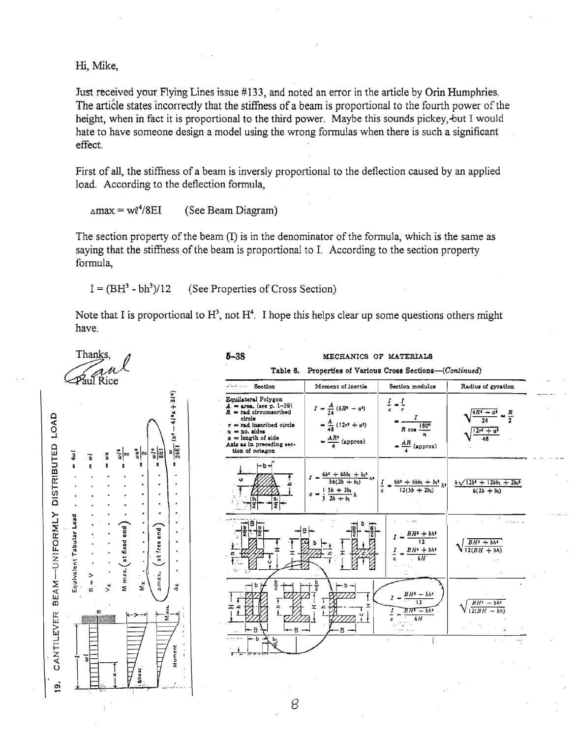Hi, Mike,

Just received your Flying Lines issue #133, and noted an error in the article by Orin Humphries. The article states incorrectly that the stiffness of a beam is proportional to the fourth power of the height, when in fact it is proportional to the third power. Maybe this sounds pickey, but I would hate to have someone design a model using the wrong formulas when there is such a significant effect.

First of all, the stiffness of a beam is inversly proportional to the deflection caused by an applied load. According to the deflection formula,

$\Delta max = w\ell^4/8EI$ (See Beam Diagram)

The section property of the beam (I) is in the denominator of the formula, which is the same as saying that the stiffness of the beam is proportional to I. According to the section property formula,

$I = (BH^3 - bh^3)/12$ (See Properties of Cross Section)

Note that I is proportional to $H^3$, not $H^4$. I hope this helps clear up some questions others might have.

Thanks,

Paul Rice

**19. CANTILEVER BEAM—UNIFORMLY DISTRIBUTED LOAD**

| | |
|---|---|
| Equivalent Tabular Load | $= 4w\ell$ |
| R = V | $= w\ell$ |
| $V_x$ | $= wx$ |
| M max. (at fixed end) | $= \frac{w\ell^2}{2}$ |
| $M_x$ | $= \frac{wx^2}{2}$ |
| $\Delta$max. (at free end) | $= \frac{w\ell^4}{8EI}$ |
| $\Delta x$ | $= \frac{w}{24EI}(x^4 - 4\ell^3x + 3\ell^4)$ |

**5-38 MECHANICS OF MATERIALS**

**Table 6. Properties of Various Cross Sections—(Continued)**

| Section | Moment of inertia | Section modulus | Radius of gyration |
|---|---|---|---|
| Equilateral Polygon<br>A = area, (see p. 1-39)<br>R = rad circumscribed circle<br>r = rad inscribed circle<br>n = no. sides<br>a = length of side<br>Axis as in preceding section of octagon | $I = \frac{A}{24}(6R^2 - a^2)$<br>$= \frac{A}{48}(12r^2 + a^2)$<br>$= \frac{AR^2}{4}$ (approx) | $\frac{I}{c} = \frac{I}{r}$<br>$= \frac{I}{R \cos \frac{180°}{n}}$<br>$= \frac{AR}{4}$ (approx) | $\sqrt{\frac{6R^2 - a^2}{24}} \approx \frac{R}{2}$<br>$\sqrt{\frac{12r^2 + a^2}{48}}$ |
| (Trapezoid) | $I = \frac{6b^2 + 6bb_1 + b_1^2}{36(2b + b_1)}h^3$<br>$c = \frac{1}{3}\frac{3b + 2b_1}{2b + b_1}h$ | $\frac{I}{c} = \frac{6b^2 + 6bb_1 + b_1^2}{12(3b + 2b_1)}h^2$ | $\frac{h\sqrt{12b^2 + 12bb_1 + 2b_1^2}}{6(2b + b_1)}$ |
| (Cross / H sections) | | $I = \frac{BH^3 + bh^3}{12}$<br>$\frac{I}{c} = \frac{BH^3 + bh^3}{6H}$ | $\sqrt{\frac{BH^3 + bh^3}{12(BH + bh)}}$ |
| (Box / I sections) | | $I = \frac{BH^3 - bh^3}{12}$<br>$\frac{I}{c} = \frac{BH^3 - bh^3}{6H}$ | $\sqrt{\frac{BH^3 - bh^3}{12(BH - bh)}}$ |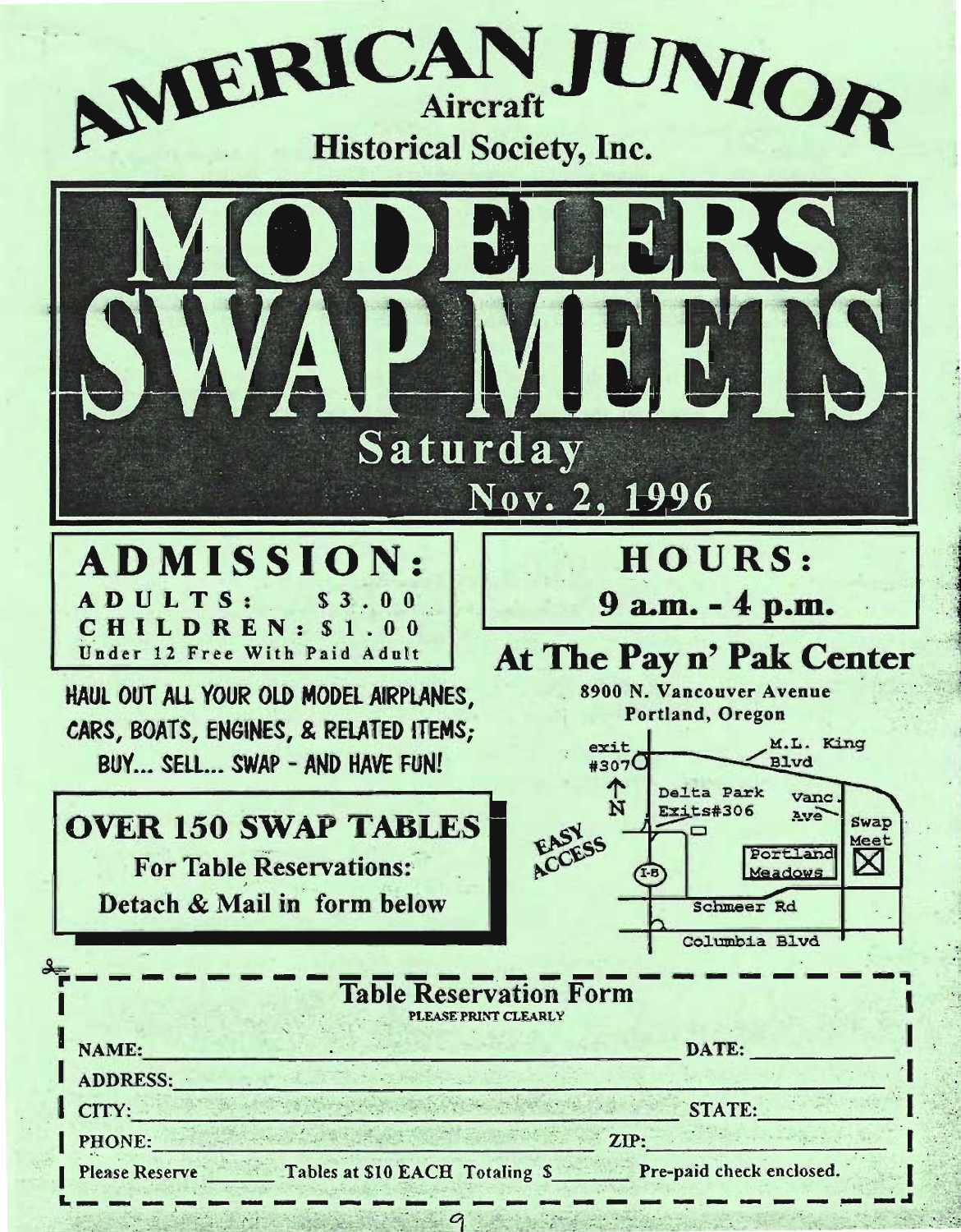# AMERICAN JUNIOR Aircraft Historical Society, Inc.

# MODELERS SWAP MEETS

## Saturday Nov. 2, 1996

### ADMISSION:

**ADULTS: $3.00**
**CHILDREN: $1.00**
Under 12 Free With Paid Adult

### HOURS:

**9 a.m. - 4 p.m.**

### At The Pay n' Pak Center

8900 N. Vancouver Avenue
Portland, Oregon

exit #307 — M.L. King Blvd — Delta Park Exits#306 — Vanc. Ave — Swap Meet — Portland Meadows — I-5 — Schmeer Rd — Columbia Blvd — N — EASY ACCESS

HAUL OUT ALL YOUR OLD MODEL AIRPLANES, CARS, BOATS, ENGINES, & RELATED ITEMS; BUY... SELL... SWAP - AND HAVE FUN!

### OVER 150 SWAP TABLES

**For Table Reservations:**
**Detach & Mail in form below**

---

### Table Reservation Form

PLEASE PRINT CLEARLY

NAME: ____________________ DATE: __________

ADDRESS: ____________________

CITY: ____________________ STATE: __________

PHONE: ____________________ ZIP: __________

Please Reserve ______ Tables at $10 EACH Totaling $______ Pre-paid check enclosed.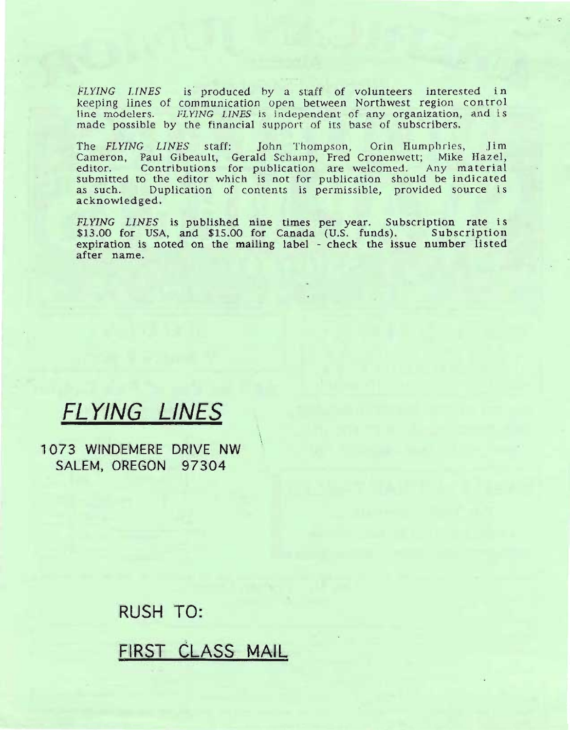*FLYING LINES* is produced by a staff of volunteers interested in keeping lines of communication open between Northwest region control line modelers. *FLYING LINES* is independent of any organization, and is made possible by the financial support of its base of subscribers.

The *FLYING LINES* staff: John Thompson, Orin Humphries, Jim Cameron, Paul Gibeault, Gerald Schamp, Fred Cronenwett; Mike Hazel, editor. Contributions for publication are welcomed. Any material submitted to the editor which is not for publication should be indicated as such. Duplication of contents is permissible, provided source is acknowledged.

*FLYING LINES* is published nine times per year. Subscription rate is $13.00 for USA, and $15.00 for Canada (U.S. funds). Subscription expiration is noted on the mailing label - check the issue number listed after name.

# *FLYING LINES*

1073 WINDEMERE DRIVE NW
SALEM, OREGON 97304

RUSH TO:

FIRST CLASS MAIL